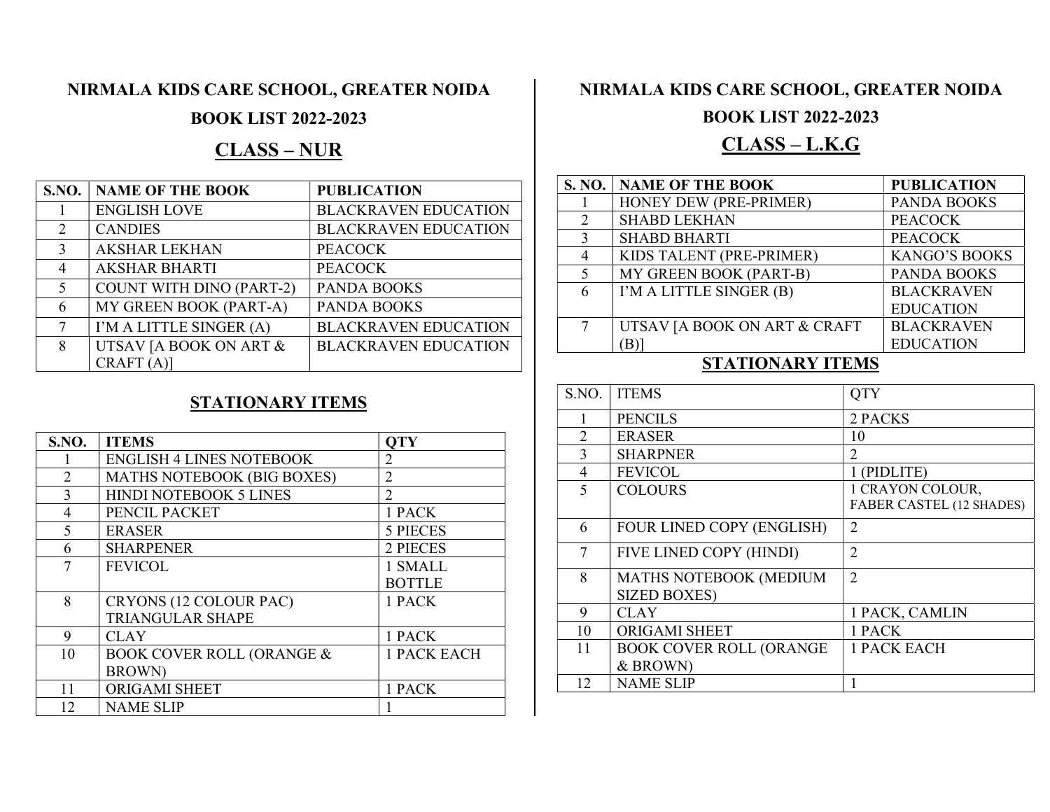# NIRMALA KIDS CARE SCHOOL, GREATER NOIDA

## BOOK LIST 2022-2023

## CLASS – NUR

| S.NO. | NAME OF THE BOOK | PUBLICATION |
|---|---|---|
| 1 | ENGLISH LOVE | BLACKRAVEN EDUCATION |
| 2 | CANDIES | BLACKRAVEN EDUCATION |
| 3 | AKSHAR LEKHAN | PEACOCK |
| 4 | AKSHAR BHARTI | PEACOCK |
| 5 | COUNT WITH DINO (PART-2) | PANDA BOOKS |
| 6 | MY GREEN BOOK (PART-A) | PANDA BOOKS |
| 7 | I'M A LITTLE SINGER (A) | BLACKRAVEN EDUCATION |
| 8 | UTSAV [A BOOK ON ART & CRAFT (A)] | BLACKRAVEN EDUCATION |

### STATIONARY ITEMS

| S.NO. | ITEMS | QTY |
|---|---|---|
| 1 | ENGLISH 4 LINES NOTEBOOK | 2 |
| 2 | MATHS NOTEBOOK (BIG BOXES) | 2 |
| 3 | HINDI NOTEBOOK 5 LINES | 2 |
| 4 | PENCIL PACKET | 1 PACK |
| 5 | ERASER | 5 PIECES |
| 6 | SHARPENER | 2 PIECES |
| 7 | FEVICOL | 1 SMALL BOTTLE |
| 8 | CRYONS (12 COLOUR PAC) TRIANGULAR SHAPE | 1 PACK |
| 9 | CLAY | 1 PACK |
| 10 | BOOK COVER ROLL (ORANGE & BROWN) | 1 PACK EACH |
| 11 | ORIGAMI SHEET | 1 PACK |
| 12 | NAME SLIP | 1 |

# NIRMALA KIDS CARE SCHOOL, GREATER NOIDA

## BOOK LIST 2022-2023

## CLASS – L.K.G

| S. NO. | NAME OF THE BOOK | PUBLICATION |
|---|---|---|
| 1 | HONEY DEW (PRE-PRIMER) | PANDA BOOKS |
| 2 | SHABD LEKHAN | PEACOCK |
| 3 | SHABD BHARTI | PEACOCK |
| 4 | KIDS TALENT (PRE-PRIMER) | KANGO'S BOOKS |
| 5 | MY GREEN BOOK (PART-B) | PANDA BOOKS |
| 6 | I'M A LITTLE SINGER (B) | BLACKRAVEN EDUCATION |
| 7 | UTSAV [A BOOK ON ART & CRAFT (B)] | BLACKRAVEN EDUCATION |

### STATIONARY ITEMS

| S.NO. | ITEMS | QTY |
|---|---|---|
| 1 | PENCILS | 2 PACKS |
| 2 | ERASER | 10 |
| 3 | SHARPNER | 2 |
| 4 | FEVICOL | 1 (PIDLITE) |
| 5 | COLOURS | 1 CRAYON COLOUR, FABER CASTEL (12 SHADES) |
| 6 | FOUR LINED COPY (ENGLISH) | 2 |
| 7 | FIVE LINED COPY (HINDI) | 2 |
| 8 | MATHS NOTEBOOK (MEDIUM SIZED BOXES) | 2 |
| 9 | CLAY | 1 PACK, CAMLIN |
| 10 | ORIGAMI SHEET | 1 PACK |
| 11 | BOOK COVER ROLL (ORANGE & BROWN) | 1 PACK EACH |
| 12 | NAME SLIP | 1 |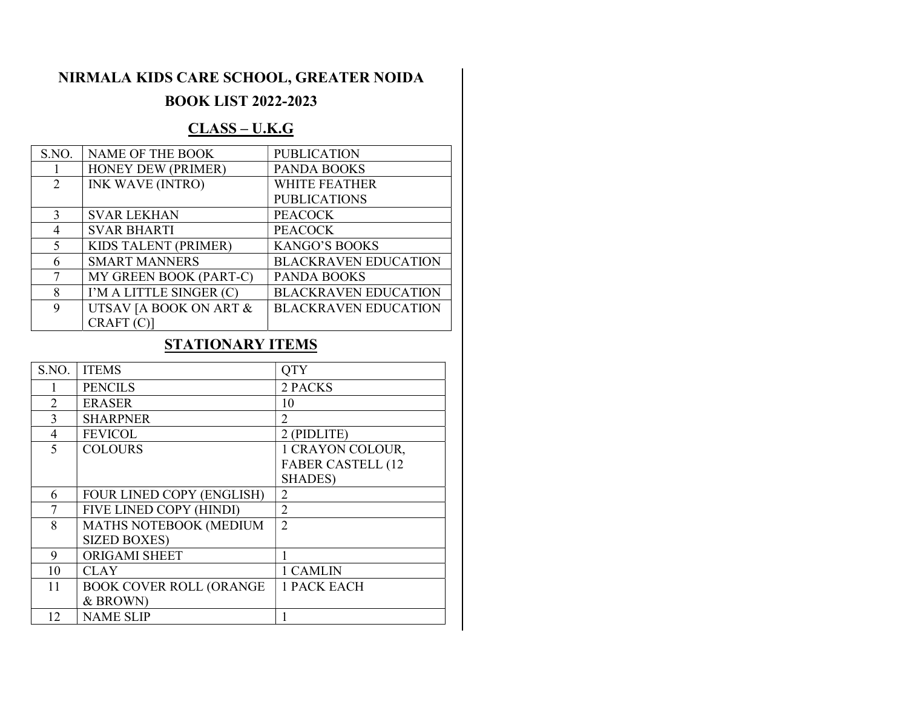# NIRMALA KIDS CARE SCHOOL, GREATER NOIDA

## BOOK LIST 2022-2023

### CLASS – U.K.G

| S.NO. | NAME OF THE BOOK | PUBLICATION |
|---|---|---|
| 1 | HONEY DEW (PRIMER) | PANDA BOOKS |
| 2 | INK WAVE (INTRO) | WHITE FEATHER PUBLICATIONS |
| 3 | SVAR LEKHAN | PEACOCK |
| 4 | SVAR BHARTI | PEACOCK |
| 5 | KIDS TALENT (PRIMER) | KANGO'S BOOKS |
| 6 | SMART MANNERS | BLACKRAVEN EDUCATION |
| 7 | MY GREEN BOOK (PART-C) | PANDA BOOKS |
| 8 | I'M A LITTLE SINGER (C) | BLACKRAVEN EDUCATION |
| 9 | UTSAV [A BOOK ON ART & CRAFT (C)] | BLACKRAVEN EDUCATION |

### STATIONARY ITEMS

| S.NO. | ITEMS | QTY |
|---|---|---|
| 1 | PENCILS | 2 PACKS |
| 2 | ERASER | 10 |
| 3 | SHARPNER | 2 |
| 4 | FEVICOL | 2 (PIDLITE) |
| 5 | COLOURS | 1 CRAYON COLOUR, FABER CASTELL (12 SHADES) |
| 6 | FOUR LINED COPY (ENGLISH) | 2 |
| 7 | FIVE LINED COPY (HINDI) | 2 |
| 8 | MATHS NOTEBOOK (MEDIUM SIZED BOXES) | 2 |
| 9 | ORIGAMI SHEET | 1 |
| 10 | CLAY | 1 CAMLIN |
| 11 | BOOK COVER ROLL (ORANGE & BROWN) | 1 PACK EACH |
| 12 | NAME SLIP | 1 |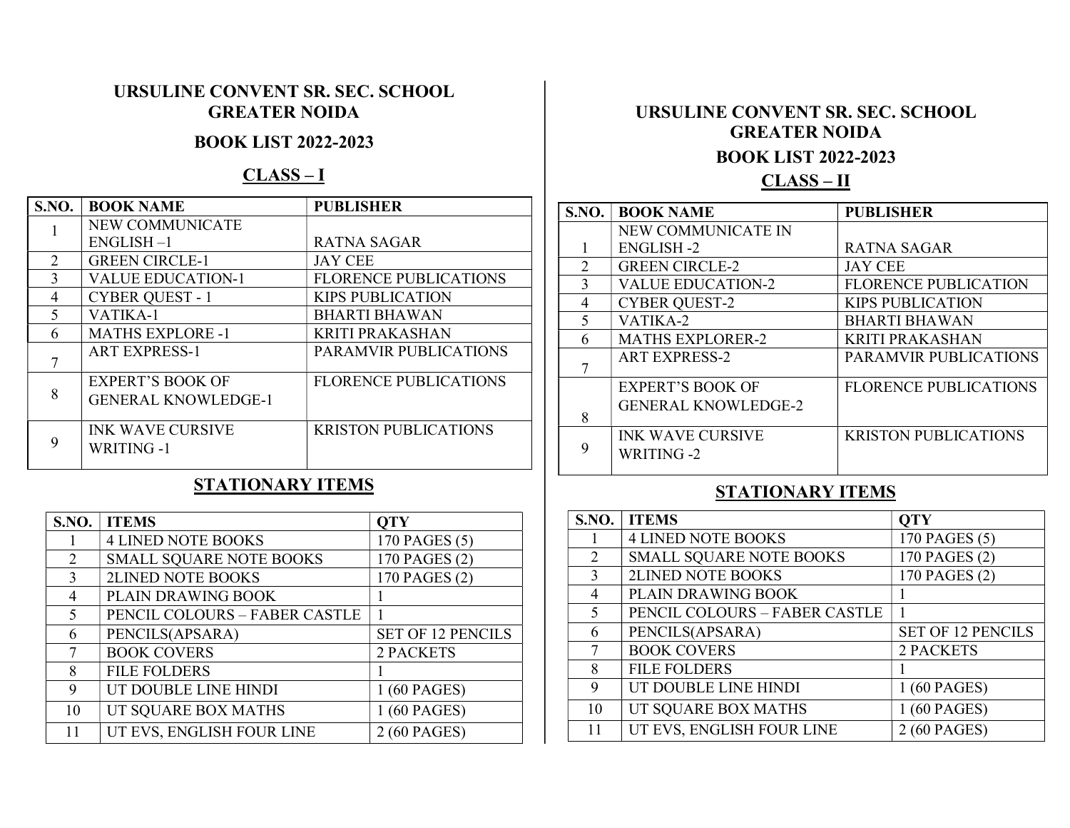**URSULINE CONVENT SR. SEC. SCHOOL**
**GREATER NOIDA**

**BOOK LIST 2022-2023**

## CLASS – I

| S.NO. | BOOK NAME | PUBLISHER |
|---|---|---|
| 1 | NEW COMMUNICATE ENGLISH –1 | RATNA SAGAR |
| 2 | GREEN CIRCLE-1 | JAY CEE |
| 3 | VALUE EDUCATION-1 | FLORENCE PUBLICATIONS |
| 4 | CYBER QUEST - 1 | KIPS PUBLICATION |
| 5 | VATIKA-1 | BHARTI BHAWAN |
| 6 | MATHS EXPLORE -1 | KRITI PRAKASHAN |
| 7 | ART EXPRESS-1 | PARAMVIR PUBLICATIONS |
| 8 | EXPERT'S BOOK OF GENERAL KNOWLEDGE-1 | FLORENCE PUBLICATIONS |
| 9 | INK WAVE CURSIVE WRITING -1 | KRISTON PUBLICATIONS |

## STATIONARY ITEMS

| S.NO. | ITEMS | QTY |
|---|---|---|
| 1 | 4 LINED NOTE BOOKS | 170 PAGES (5) |
| 2 | SMALL SQUARE NOTE BOOKS | 170 PAGES (2) |
| 3 | 2LINED NOTE BOOKS | 170 PAGES (2) |
| 4 | PLAIN DRAWING BOOK | 1 |
| 5 | PENCIL COLOURS – FABER CASTLE | 1 |
| 6 | PENCILS(APSARA) | SET OF 12 PENCILS |
| 7 | BOOK COVERS | 2 PACKETS |
| 8 | FILE FOLDERS | 1 |
| 9 | UT DOUBLE LINE HINDI | 1 (60 PAGES) |
| 10 | UT SQUARE BOX MATHS | 1 (60 PAGES) |
| 11 | UT EVS, ENGLISH FOUR LINE | 2 (60 PAGES) |

**URSULINE CONVENT SR. SEC. SCHOOL**
**GREATER NOIDA**

**BOOK LIST 2022-2023**

## CLASS – II

| S.NO. | BOOK NAME | PUBLISHER |
|---|---|---|
| 1 | NEW COMMUNICATE IN ENGLISH -2 | RATNA SAGAR |
| 2 | GREEN CIRCLE-2 | JAY CEE |
| 3 | VALUE EDUCATION-2 | FLORENCE PUBLICATION |
| 4 | CYBER QUEST-2 | KIPS PUBLICATION |
| 5 | VATIKA-2 | BHARTI BHAWAN |
| 6 | MATHS EXPLORER-2 | KRITI PRAKASHAN |
| 7 | ART EXPRESS-2 | PARAMVIR PUBLICATIONS |
| 8 | EXPERT'S BOOK OF GENERAL KNOWLEDGE-2 | FLORENCE PUBLICATIONS |
| 9 | INK WAVE CURSIVE WRITING -2 | KRISTON PUBLICATIONS |

## STATIONARY ITEMS

| S.NO. | ITEMS | QTY |
|---|---|---|
| 1 | 4 LINED NOTE BOOKS | 170 PAGES (5) |
| 2 | SMALL SQUARE NOTE BOOKS | 170 PAGES (2) |
| 3 | 2LINED NOTE BOOKS | 170 PAGES (2) |
| 4 | PLAIN DRAWING BOOK | 1 |
| 5 | PENCIL COLOURS – FABER CASTLE | 1 |
| 6 | PENCILS(APSARA) | SET OF 12 PENCILS |
| 7 | BOOK COVERS | 2 PACKETS |
| 8 | FILE FOLDERS | 1 |
| 9 | UT DOUBLE LINE HINDI | 1 (60 PAGES) |
| 10 | UT SQUARE BOX MATHS | 1 (60 PAGES) |
| 11 | UT EVS, ENGLISH FOUR LINE | 2 (60 PAGES) |